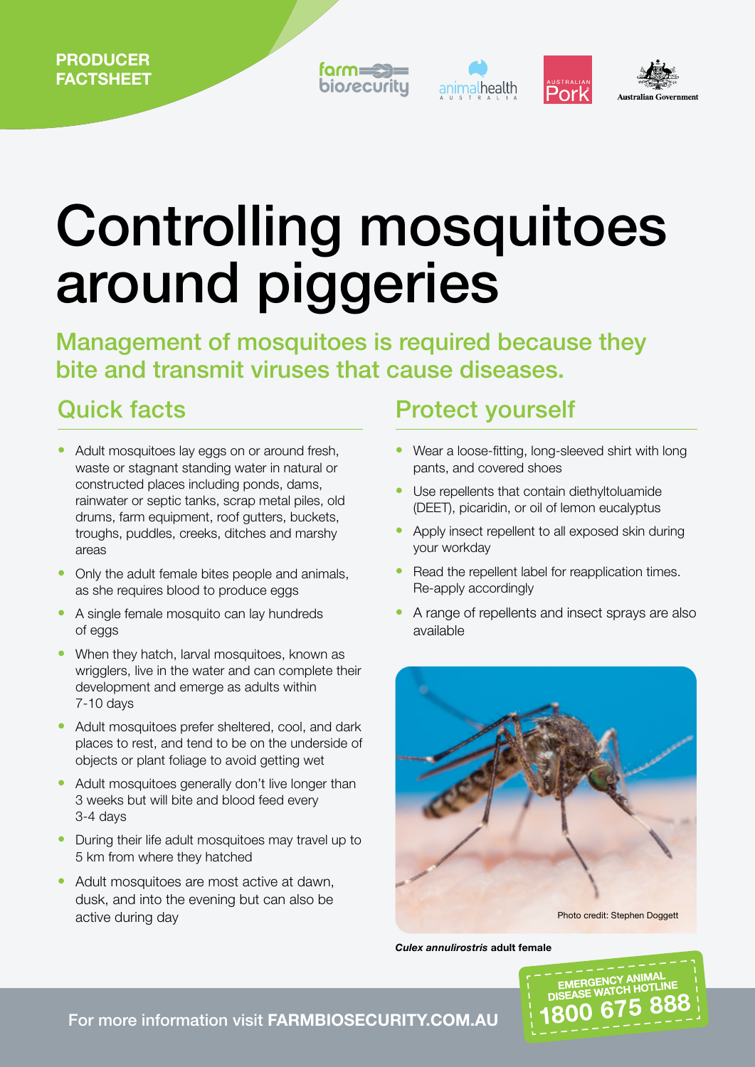PRODUCER FACTSHEET

# Controlling mosquitoes around piggeries

## Management of mosquitoes is required because they bite and transmit viruses that cause diseases.

## Quick facts

- Adult mosquitoes lay eggs on or around fresh, waste or stagnant standing water in natural or constructed places including ponds, dams, rainwater or septic tanks, scrap metal piles, old drums, farm equipment, roof gutters, buckets, troughs, puddles, creeks, ditches and marshy areas
- Only the adult female bites people and animals, as she requires blood to produce eggs
- A single female mosquito can lay hundreds of eggs
- When they hatch, larval mosquitoes, known as wrigglers, live in the water and can complete their development and emerge as adults within 7-10 days
- Adult mosquitoes prefer sheltered, cool, and dark places to rest, and tend to be on the underside of objects or plant foliage to avoid getting wet
- Adult mosquitoes generally don't live longer than 3 weeks but will bite and blood feed every 3-4 days
- During their life adult mosquitoes may travel up to 5 km from where they hatched
- Adult mosquitoes are most active at dawn, dusk, and into the evening but can also be active during day

## Protect yourself

- Wear a loose-fitting, long-sleeved shirt with long pants, and covered shoes
- Use repellents that contain diethyltoluamide (DEET), picaridin, or oil of lemon eucalyptus
- Apply insect repellent to all exposed skin during your workday
- Read the repellent label for reapplication times. Re-apply accordingly
- A range of repellents and insect sprays are also available

Photo credit: Stephen Doggett

***Culex annulirostris*** **adult female**

For more information visit **FARMBIOSECURITY.COM.AU**

**EMERGENCY ANIMAL DISEASE WATCH HOTLINE 1800 675 888**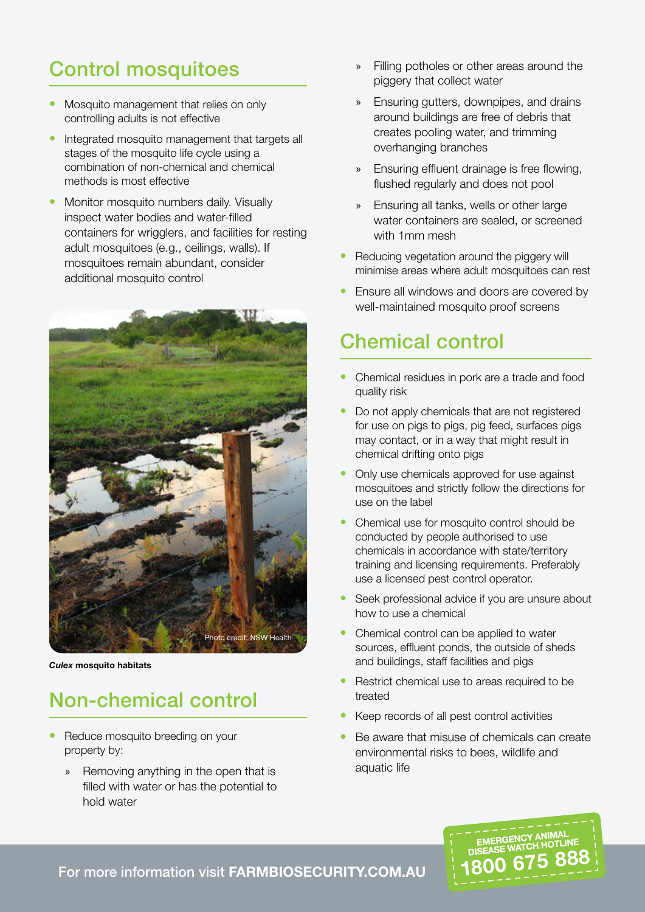## Control mosquitoes

- Mosquito management that relies on only controlling adults is not effective
- Integrated mosquito management that targets all stages of the mosquito life cycle using a combination of non-chemical and chemical methods is most effective
- Monitor mosquito numbers daily. Visually inspect water bodies and water-filled containers for wrigglers, and facilities for resting adult mosquitoes (e.g., ceilings, walls). If mosquitoes remain abundant, consider additional mosquito control

Photo credit: NSW Health

***Culex* mosquito habitats**

## Non-chemical control

- Reduce mosquito breeding on your property by:
  - Removing anything in the open that is filled with water or has the potential to hold water
  - Filling potholes or other areas around the piggery that collect water
  - Ensuring gutters, downpipes, and drains around buildings are free of debris that creates pooling water, and trimming overhanging branches
  - Ensuring effluent drainage is free flowing, flushed regularly and does not pool
  - Ensuring all tanks, wells or other large water containers are sealed, or screened with 1mm mesh
- Reducing vegetation around the piggery will minimise areas where adult mosquitoes can rest
- Ensure all windows and doors are covered by well-maintained mosquito proof screens

## Chemical control

- Chemical residues in pork are a trade and food quality risk
- Do not apply chemicals that are not registered for use on pigs to pigs, pig feed, surfaces pigs may contact, or in a way that might result in chemical drifting onto pigs
- Only use chemicals approved for use against mosquitoes and strictly follow the directions for use on the label
- Chemical use for mosquito control should be conducted by people authorised to use chemicals in accordance with state/territory training and licensing requirements. Preferably use a licensed pest control operator.
- Seek professional advice if you are unsure about how to use a chemical
- Chemical control can be applied to water sources, effluent ponds, the outside of sheds and buildings, staff facilities and pigs
- Restrict chemical use to areas required to be treated
- Keep records of all pest control activities
- Be aware that misuse of chemicals can create environmental risks to bees, wildlife and aquatic life

For more information visit **FARMBIOSECURITY.COM.AU**

EMERGENCY ANIMAL DISEASE WATCH HOTLINE **1800 675 888**